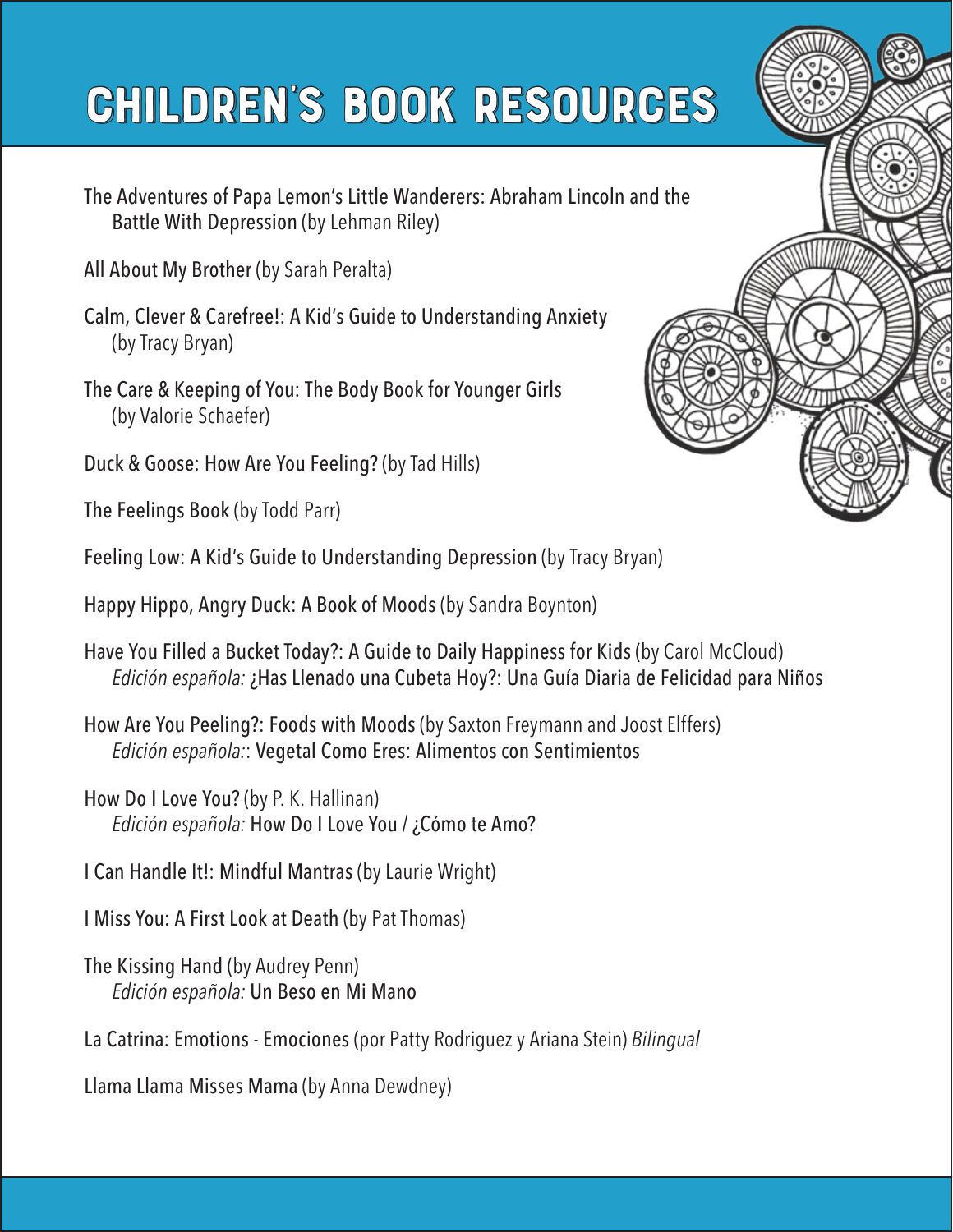# CHILDREN'S BOOK RESOURCES

The Adventures of Papa Lemon's Little Wanderers: Abraham Lincoln and the Battle With Depression (by Lehman Riley)

All About My Brother (by Sarah Peralta)

Calm, Clever & Carefree!: A Kid's Guide to Understanding Anxiety (by Tracy Bryan)

The Care & Keeping of You: The Body Book for Younger Girls (by Valorie Schaefer)

Duck & Goose: How Are You Feeling? (by Tad Hills)

The Feelings Book (by Todd Parr)

Feeling Low: A Kid's Guide to Understanding Depression (by Tracy Bryan)

Happy Hippo, Angry Duck: A Book of Moods (by Sandra Boynton)

Have You Filled a Bucket Today?: A Guide to Daily Happiness for Kids (by Carol McCloud)
*Edición española:* ¿Has Llenado una Cubeta Hoy?: Una Guía Diaria de Felicidad para Niños

How Are You Peeling?: Foods with Moods (by Saxton Freymann and Joost Elffers)
*Edición española:*: Vegetal Como Eres: Alimentos con Sentimientos

How Do I Love You? (by P. K. Hallinan)
*Edición española:* How Do I Love You / ¿Cómo te Amo?

I Can Handle It!: Mindful Mantras (by Laurie Wright)

I Miss You: A First Look at Death (by Pat Thomas)

The Kissing Hand (by Audrey Penn)
*Edición española:* Un Beso en Mi Mano

La Catrina: Emotions - Emociones (por Patty Rodriguez y Ariana Stein) *Bilingual*

Llama Llama Misses Mama (by Anna Dewdney)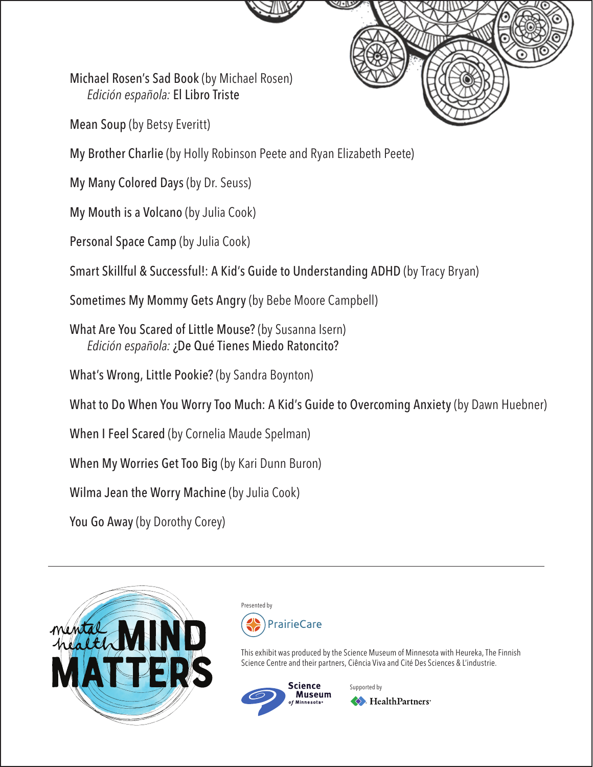Michael Rosen's Sad Book (by Michael Rosen)
*Edición española:* El Libro Triste

Mean Soup (by Betsy Everitt)

My Brother Charlie (by Holly Robinson Peete and Ryan Elizabeth Peete)

My Many Colored Days (by Dr. Seuss)

My Mouth is a Volcano (by Julia Cook)

Personal Space Camp (by Julia Cook)

Smart Skillful & Successful!: A Kid's Guide to Understanding ADHD (by Tracy Bryan)

Sometimes My Mommy Gets Angry (by Bebe Moore Campbell)

What Are You Scared of Little Mouse? (by Susanna Isern)
*Edición española:* ¿De Qué Tienes Miedo Ratoncito?

What's Wrong, Little Pookie? (by Sandra Boynton)

What to Do When You Worry Too Much: A Kid's Guide to Overcoming Anxiety (by Dawn Huebner)

When I Feel Scared (by Cornelia Maude Spelman)

When My Worries Get Too Big (by Kari Dunn Buron)

Wilma Jean the Worry Machine (by Julia Cook)

You Go Away (by Dorothy Corey)

---

mental health MIND MATTERS

Presented by PrairieCare

This exhibit was produced by the Science Museum of Minnesota with Heureka, The Finnish Science Centre and their partners, Ciência Viva and Cité Des Sciences & L'industrie.

Science Museum of Minnesota

Supported by HealthPartners